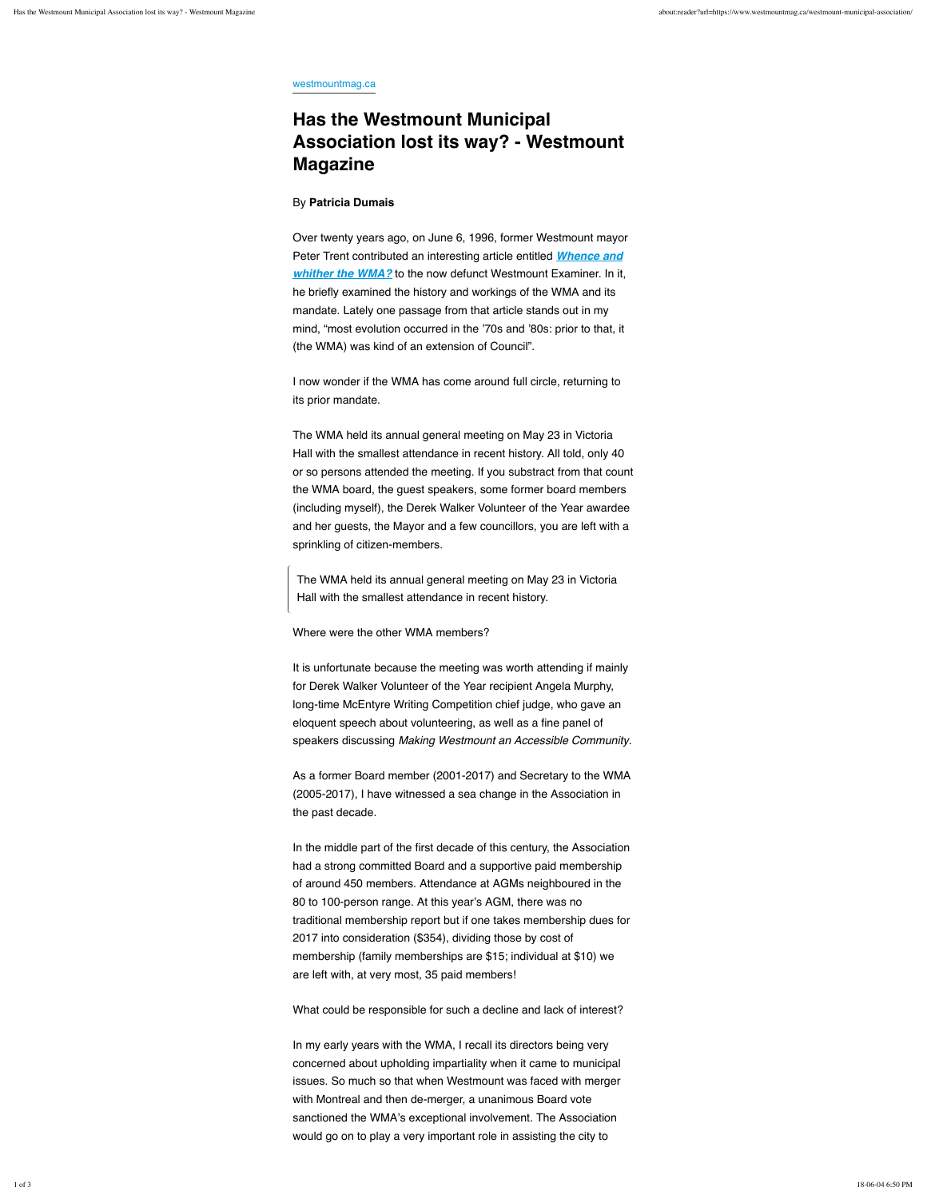westmountmag.ca

# Has the Westmount Municipal Association lost its way? - Westmount Magazine

By **Patricia Dumais**

Over twenty years ago, on June 6, 1996, former Westmount mayor Peter Trent contributed an interesting article entitled ***Whence and whither the WMA?*** to the now defunct Westmount Examiner. In it, he briefly examined the history and workings of the WMA and its mandate. Lately one passage from that article stands out in my mind, "most evolution occurred in the '70s and '80s: prior to that, it (the WMA) was kind of an extension of Council".

I now wonder if the WMA has come around full circle, returning to its prior mandate.

The WMA held its annual general meeting on May 23 in Victoria Hall with the smallest attendance in recent history. All told, only 40 or so persons attended the meeting. If you substract from that count the WMA board, the guest speakers, some former board members (including myself), the Derek Walker Volunteer of the Year awardee and her guests, the Mayor and a few councillors, you are left with a sprinkling of citizen-members.

> The WMA held its annual general meeting on May 23 in Victoria Hall with the smallest attendance in recent history.

Where were the other WMA members?

It is unfortunate because the meeting was worth attending if mainly for Derek Walker Volunteer of the Year recipient Angela Murphy, long-time McEntyre Writing Competition chief judge, who gave an eloquent speech about volunteering, as well as a fine panel of speakers discussing *Making Westmount an Accessible Community*.

As a former Board member (2001-2017) and Secretary to the WMA (2005-2017), I have witnessed a sea change in the Association in the past decade.

In the middle part of the first decade of this century, the Association had a strong committed Board and a supportive paid membership of around 450 members. Attendance at AGMs neighboured in the 80 to 100-person range. At this year's AGM, there was no traditional membership report but if one takes membership dues for 2017 into consideration ($354), dividing those by cost of membership (family memberships are $15; individual at $10) we are left with, at very most, 35 paid members!

What could be responsible for such a decline and lack of interest?

In my early years with the WMA, I recall its directors being very concerned about upholding impartiality when it came to municipal issues. So much so that when Westmount was faced with merger with Montreal and then de-merger, a unanimous Board vote sanctioned the WMA's exceptional involvement. The Association would go on to play a very important role in assisting the city to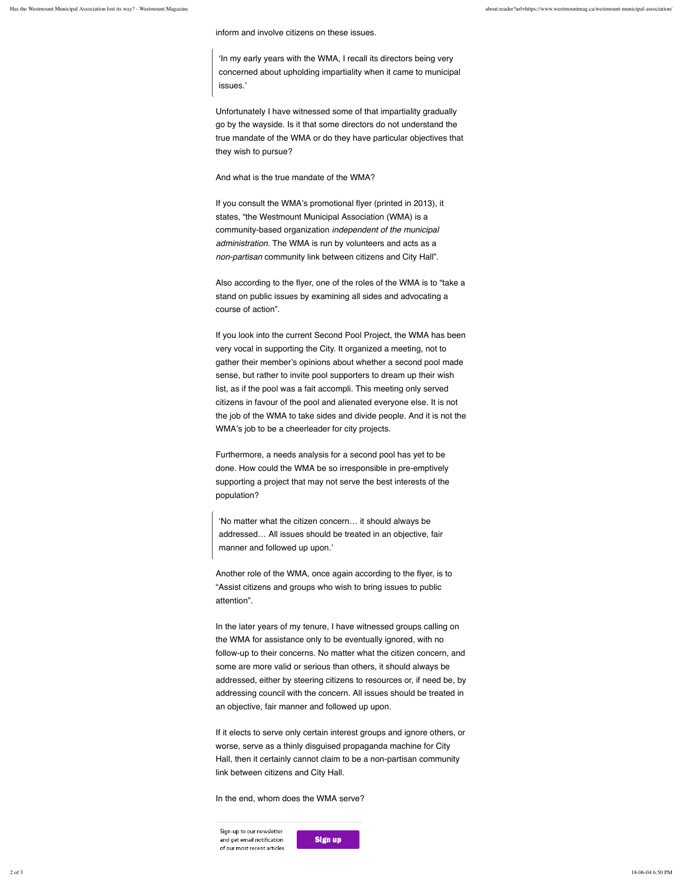inform and involve citizens on these issues.

> 'In my early years with the WMA, I recall its directors being very concerned about upholding impartiality when it came to municipal issues.'

Unfortunately I have witnessed some of that impartiality gradually go by the wayside. Is it that some directors do not understand the true mandate of the WMA or do they have particular objectives that they wish to pursue?

And what is the true mandate of the WMA?

If you consult the WMA's promotional flyer (printed in 2013), it states, "the Westmount Municipal Association (WMA) is a community-based organization *independent of the municipal administration*. The WMA is run by volunteers and acts as a *non-partisan* community link between citizens and City Hall".

Also according to the flyer, one of the roles of the WMA is to "take a stand on public issues by examining all sides and advocating a course of action".

If you look into the current Second Pool Project, the WMA has been very vocal in supporting the City. It organized a meeting, not to gather their member's opinions about whether a second pool made sense, but rather to invite pool supporters to dream up their wish list, as if the pool was a fait accompli. This meeting only served citizens in favour of the pool and alienated everyone else. It is not the job of the WMA to take sides and divide people. And it is not the WMA's job to be a cheerleader for city projects.

Furthermore, a needs analysis for a second pool has yet to be done. How could the WMA be so irresponsible in pre-emptively supporting a project that may not serve the best interests of the population?

> 'No matter what the citizen concern… it should always be addressed… All issues should be treated in an objective, fair manner and followed up upon.'

Another role of the WMA, once again according to the flyer, is to "Assist citizens and groups who wish to bring issues to public attention".

In the later years of my tenure, I have witnessed groups calling on the WMA for assistance only to be eventually ignored, with no follow-up to their concerns. No matter what the citizen concern, and some are more valid or serious than others, it should always be addressed, either by steering citizens to resources or, if need be, by addressing council with the concern. All issues should be treated in an objective, fair manner and followed up upon.

If it elects to serve only certain interest groups and ignore others, or worse, serve as a thinly disguised propaganda machine for City Hall, then it certainly cannot claim to be a non-partisan community link between citizens and City Hall.

In the end, whom does the WMA serve?

Sign-up to our newsletter and get email notification of our most recent articles

Sign up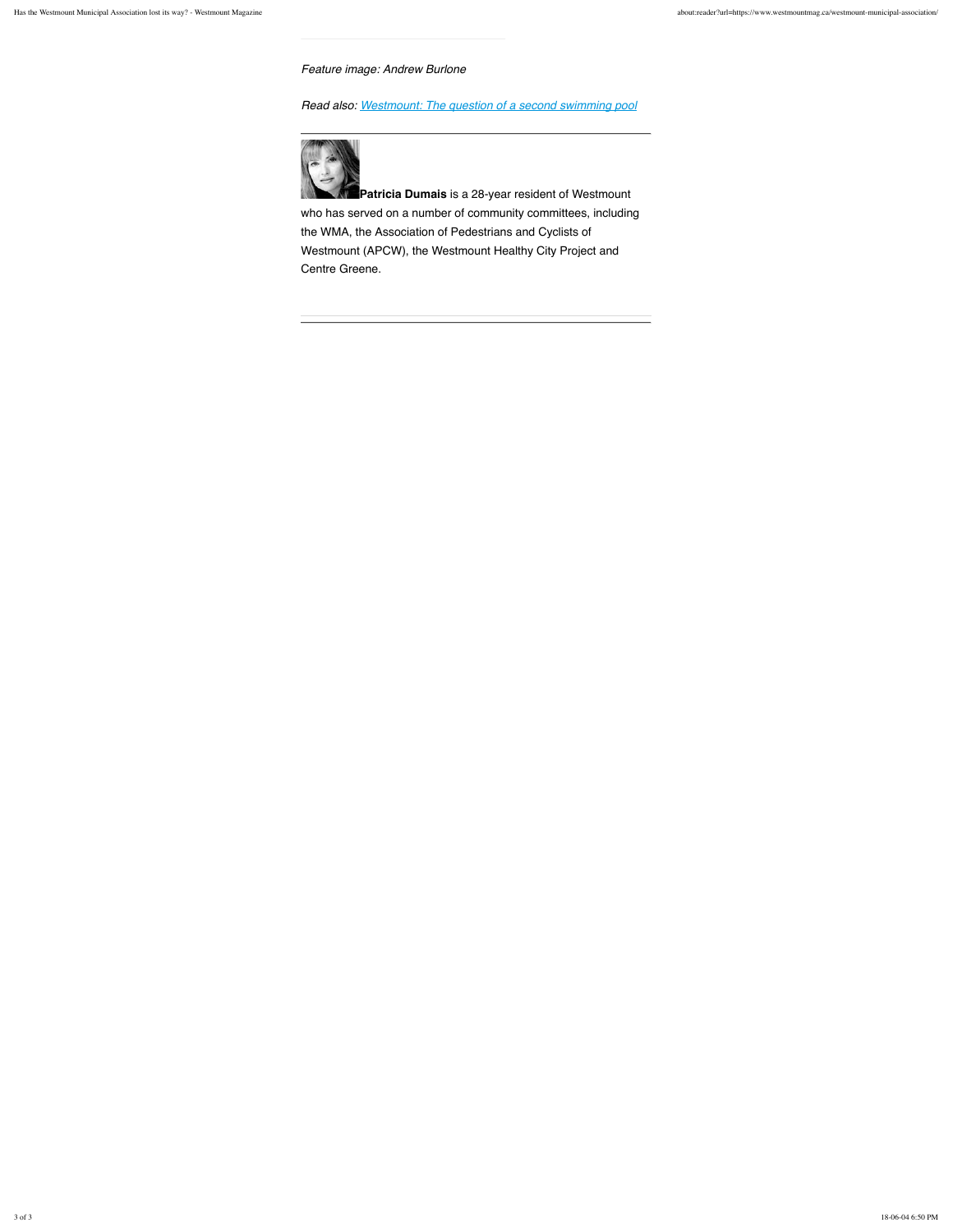*Feature image: Andrew Burlone*

*Read also: Westmount: The question of a second swimming pool*

---

**Patricia Dumais** is a 28-year resident of Westmount who has served on a number of community committees, including the WMA, the Association of Pedestrians and Cyclists of Westmount (APCW), the Westmount Healthy City Project and Centre Greene.

---